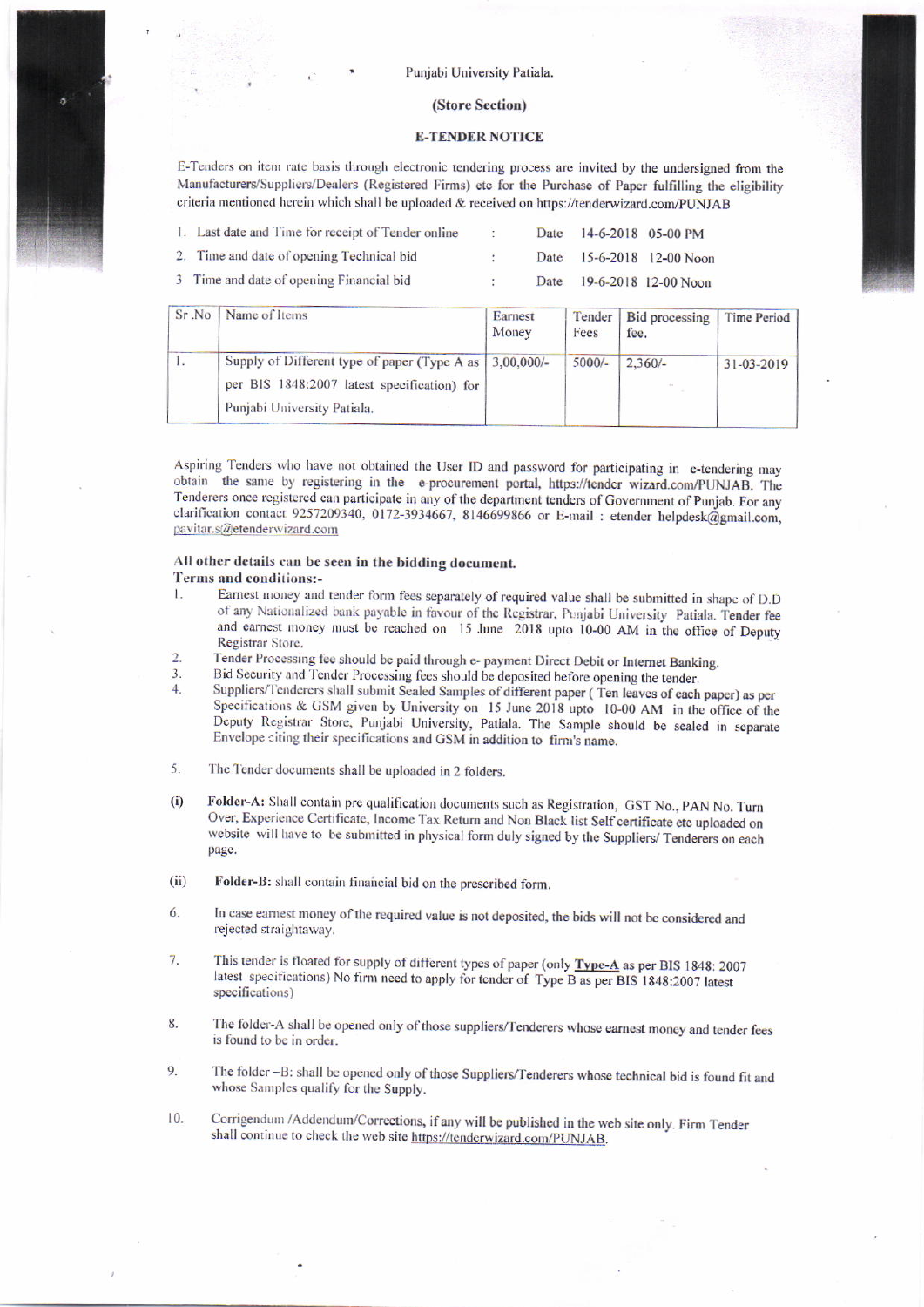Punjabi University Patiala.

**(Store Section)**

**E-TENDER NOTICE**

E-Tenders on item rate basis through electronic tendering process are invited by the undersigned from the Manufacturers/Suppliers/Dealers (Registered Firms) etc for the Purchase of Paper fulfilling the eligibility criteria mentioned herein which shall be uploaded & received on https://tenderwizard.com/PUNJAB

| | | | |
|---|---|---|---|
| 1. Last date and Time for receipt of Tender online | : | Date | 14-6-2018 05-00 PM |
| 2. Time and date of opening Technical bid | : | Date | 15-6-2018 12-00 Noon |
| 3 Time and date of opening Financial bid | : | Date | 19-6-2018 12-00 Noon |

| Sr .No | Name of Items | Earnest Money | Tender Fees | Bid processing fee. | Time Period |
|---|---|---|---|---|---|
| 1. | Supply of Different type of paper (Type A as per BIS 1848:2007 latest specification) for Punjabi University Patiala. | 3,00,000/- | 5000/- | 2,360/- | 31-03-2019 |

Aspiring Tenders who have not obtained the User ID and password for participating in e-tendering may obtain the same by registering in the e-procurement portal, https://tender wizard.com/PUNJAB. The Tenderers once registered can participate in any of the department tenders of Government of Punjab. For any clarification contact 9257209340, 0172-3934667, 8146699866 or E-mail : etender helpdesk@gmail.com, pavitar.s@etenderwizard.com

**All other details can be seen in the bidding document.**

**Terms and conditions:-**

1. Earnest money and tender form fees separately of required value shall be submitted in shape of D.D of any Nationalized bank payable in favour of the Registrar, Punjabi University Patiala. Tender fee and earnest money must be reached on 15 June 2018 upto 10-00 AM in the office of Deputy Registrar Store.
2. Tender Processing fee should be paid through e- payment Direct Debit or Internet Banking.
3. Bid Security and Tender Processing fees should be deposited before opening the tender.
4. Suppliers/Tenderers shall submit Sealed Samples of different paper ( Ten leaves of each paper) as per Specifications & GSM given by University on 15 June 2018 upto 10-00 AM in the office of the Deputy Registrar Store, Punjabi University, Patiala. The Sample should be sealed in separate Envelope citing their specifications and GSM in addition to firm's name.
5. The Tender documents shall be uploaded in 2 folders.

(i) **Folder-A:** Shall contain pre qualification documents such as Registration, GST No., PAN No. Turn Over, Experience Certificate, Income Tax Return and Non Black list Self certificate etc uploaded on website will have to be submitted in physical form duly signed by the Suppliers/ Tenderers on each page.

(ii) **Folder-B:** shall contain financial bid on the prescribed form.

6. In case earnest money of the required value is not deposited, the bids will not be considered and rejected straightaway.
7. This tender is floated for supply of different types of paper (only **Type-A** as per BIS 1848: 2007 latest specifications) No firm need to apply for tender of Type B as per BIS 1848:2007 latest specifications)
8. The folder-A shall be opened only of those suppliers/Tenderers whose earnest money and tender fees is found to be in order.
9. The folder –B: shall be opened only of those Suppliers/Tenderers whose technical bid is found fit and whose Samples qualify for the Supply.
10. Corrigendum /Addendum/Corrections, if any will be published in the web site only. Firm Tender shall continue to check the web site https://tenderwizard.com/PUNJAB.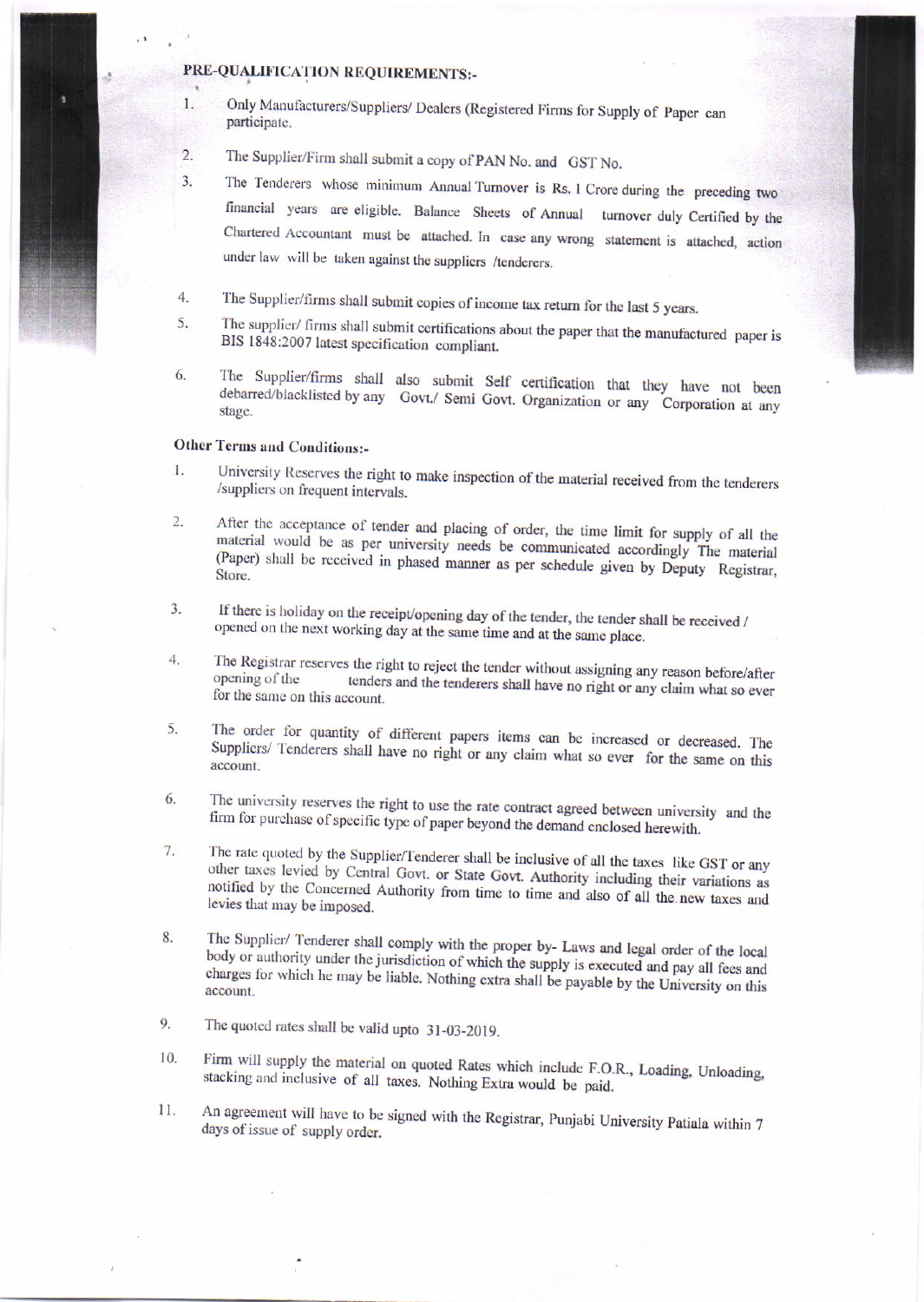## PRE-QUALIFICATION REQUIREMENTS:-

1. Only Manufacturers/Suppliers/ Dealers (Registered Firms for Supply of Paper can participate.
2. The Supplier/Firm shall submit a copy of PAN No. and GST No.
3. The Tenderers whose minimum Annual Turnover is Rs. 1 Crore during the preceding two financial years are eligible. Balance Sheets of Annual turnover duly Certified by the Chartered Accountant must be attached. In case any wrong statement is attached, action under law will be taken against the suppliers /tenderers.
4. The Supplier/firms shall submit copies of income tax return for the last 5 years.
5. The supplier/ firms shall submit certifications about the paper that the manufactured paper is BIS 1848:2007 latest specification compliant.
6. The Supplier/firms shall also submit Self certification that they have not been debarred/blacklisted by any Govt./ Semi Govt. Organization or any Corporation at any stage.

## Other Terms and Conditions:-

1. University Reserves the right to make inspection of the material received from the tenderers /suppliers on frequent intervals.
2. After the acceptance of tender and placing of order, the time limit for supply of all the material would be as per university needs be communicated accordingly The material (Paper) shall be received in phased manner as per schedule given by Deputy Registrar, Store.
3. If there is holiday on the receipt/opening day of the tender, the tender shall be received / opened on the next working day at the same time and at the same place.
4. The Registrar reserves the right to reject the tender without assigning any reason before/after opening of the tenders and the tenderers shall have no right or any claim what so ever for the same on this account.
5. The order for quantity of different papers items can be increased or decreased. The Suppliers/ Tenderers shall have no right or any claim what so ever for the same on this account.
6. The university reserves the right to use the rate contract agreed between university and the firm for purchase of specific type of paper beyond the demand enclosed herewith.
7. The rate quoted by the Supplier/Tenderer shall be inclusive of all the taxes like GST or any other taxes levied by Central Govt. or State Govt. Authority including their variations as notified by the Concerned Authority from time to time and also of all the new taxes and levies that may be imposed.
8. The Supplier/ Tenderer shall comply with the proper by- Laws and legal order of the local body or authority under the jurisdiction of which the supply is executed and pay all fees and charges for which he may be liable. Nothing extra shall be payable by the University on this account.
9. The quoted rates shall be valid upto 31-03-2019.
10. Firm will supply the material on quoted Rates which include F.O.R., Loading, Unloading, stacking and inclusive of all taxes. Nothing Extra would be paid.
11. An agreement will have to be signed with the Registrar, Punjabi University Patiala within 7 days of issue of supply order.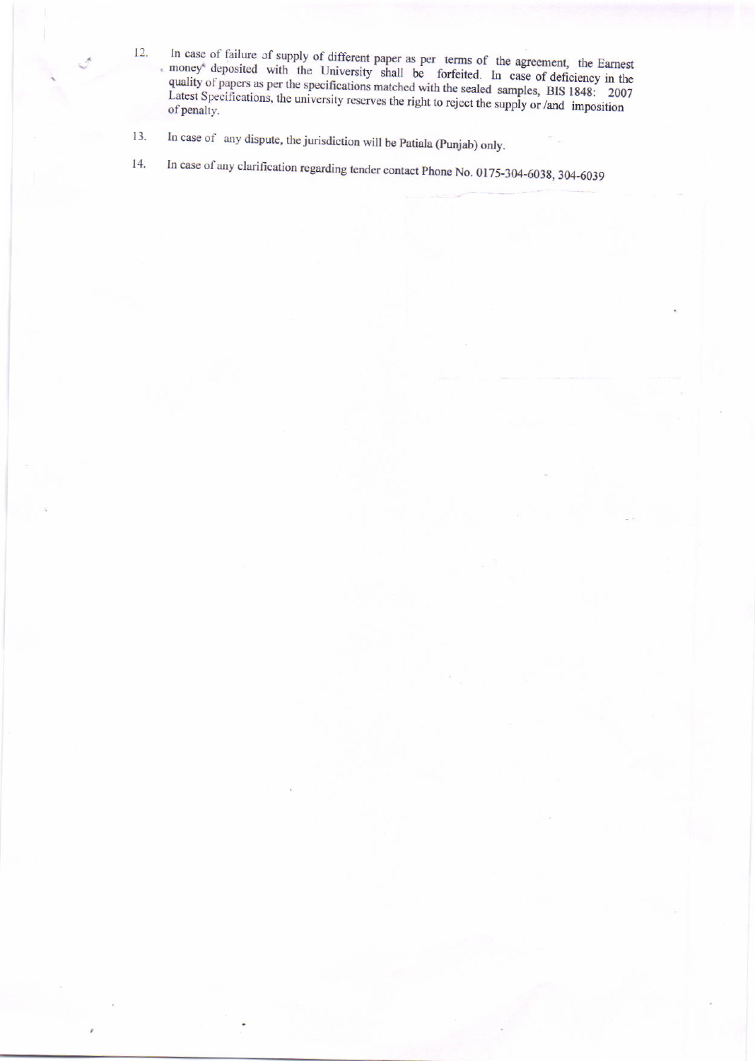12. In case of failure of supply of different paper as per terms of the agreement, the Earnest money deposited with the University shall be forfeited. In case of deficiency in the quality of papers as per the specifications matched with the sealed samples, BIS 1848: 2007 Latest Specifications, the university reserves the right to reject the supply or /and imposition of penalty.

13. In case of any dispute, the jurisdiction will be Patiala (Punjab) only.

14. In case of any clarification regarding tender contact Phone No. 0175-304-6038, 304-6039